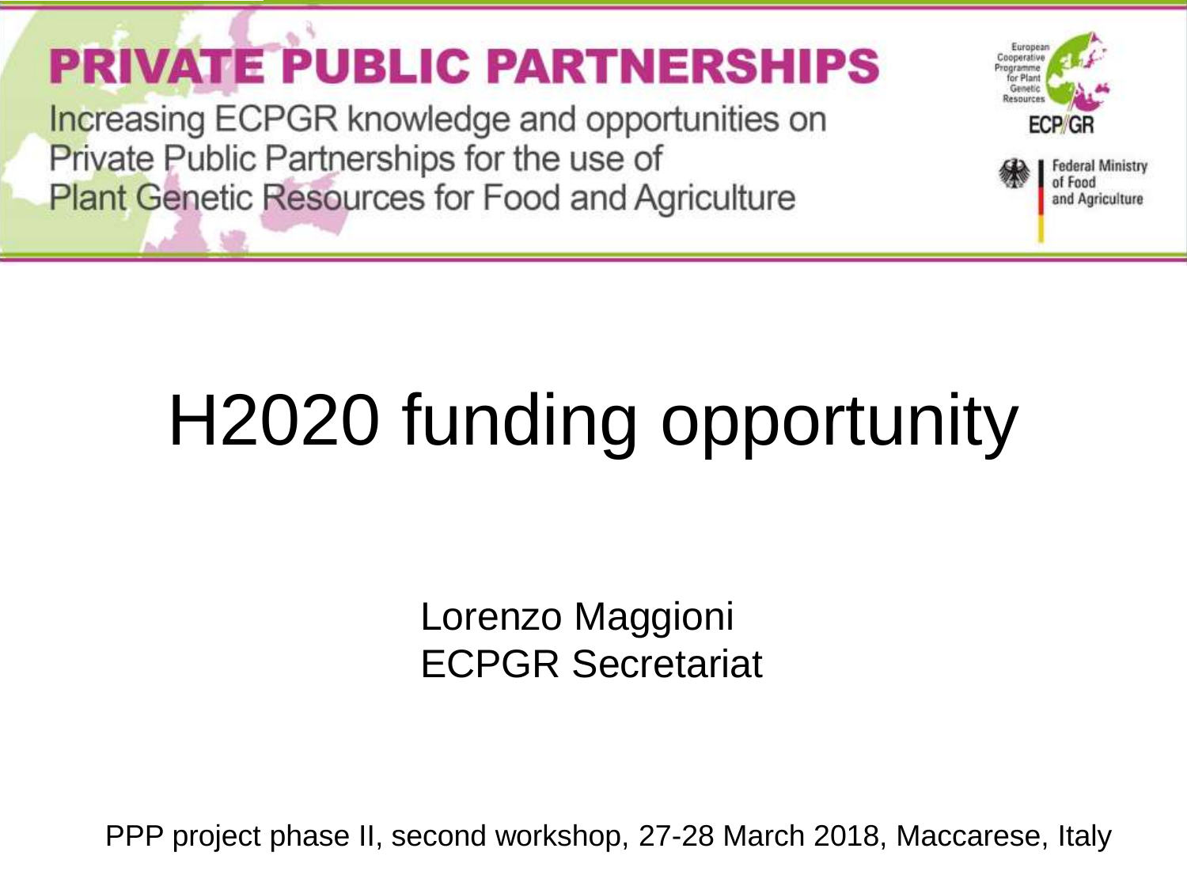# PRIVATE PUBLIC PARTNERSHIPS

Increasing ECPGR knowledge and opportunities on Private Public Partnerships for the use of Plant Genetic Resources for Food and Agriculture

European Cooperative Programme for Plant Genetic Resources
ECP/GR

Federal Ministry of Food and Agriculture

# H2020 funding opportunity

Lorenzo Maggioni
ECPGR Secretariat

PPP project phase II, second workshop, 27-28 March 2018, Maccarese, Italy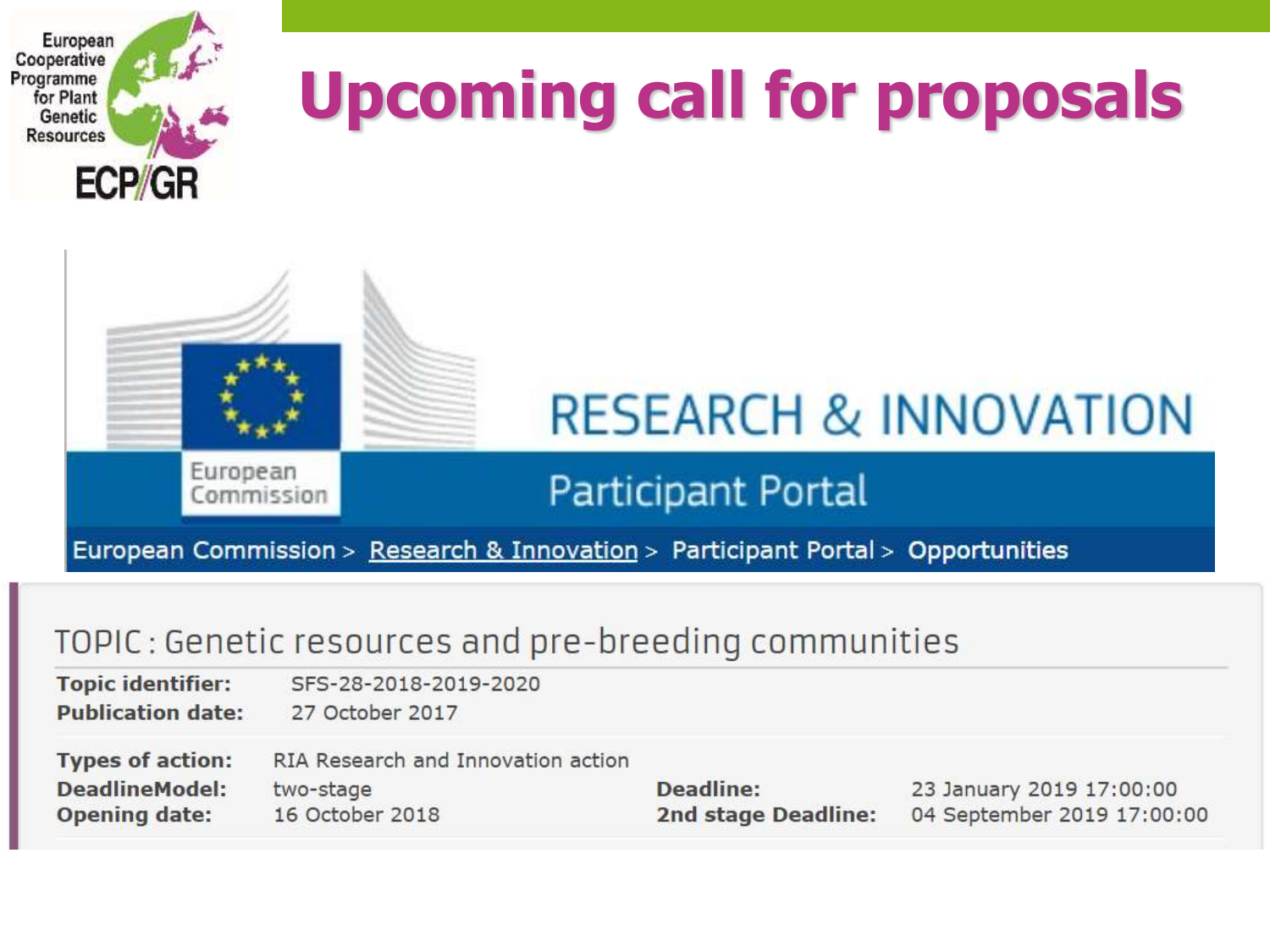# Upcoming call for proposals

RESEARCH & INNOVATION

Participant Portal

European Commission > Research & Innovation > Participant Portal > Opportunities

## TOPIC : Genetic resources and pre-breeding communities

**Topic identifier:** SFS-28-2018-2019-2020

**Publication date:** 27 October 2017

**Types of action:** RIA Research and Innovation action

**DeadlineModel:** two-stage

**Opening date:** 16 October 2018

**Deadline:** 23 January 2019 17:00:00

**2nd stage Deadline:** 04 September 2019 17:00:00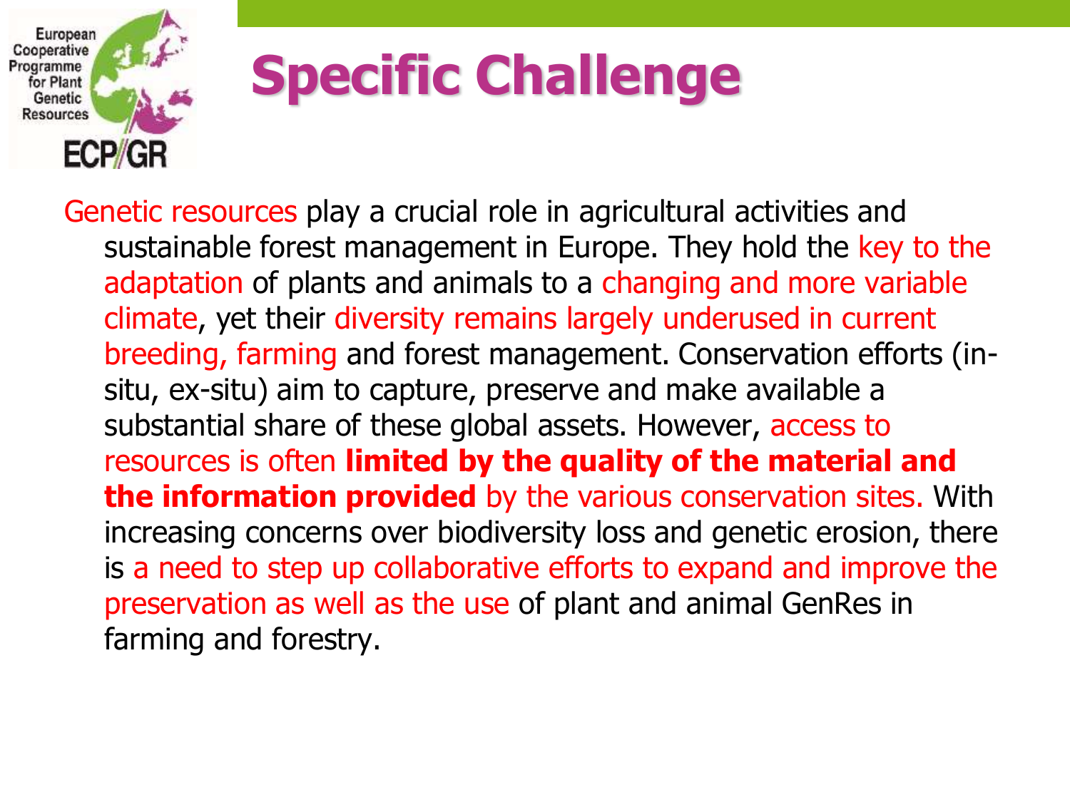# Specific Challenge

Genetic resources play a crucial role in agricultural activities and sustainable forest management in Europe. They hold the key to the adaptation of plants and animals to a changing and more variable climate, yet their diversity remains largely underused in current breeding, farming and forest management. Conservation efforts (in-situ, ex-situ) aim to capture, preserve and make available a substantial share of these global assets. However, access to resources is often **limited by the quality of the material and the information provided** by the various conservation sites. With increasing concerns over biodiversity loss and genetic erosion, there is a need to step up collaborative efforts to expand and improve the preservation as well as the use of plant and animal GenRes in farming and forestry.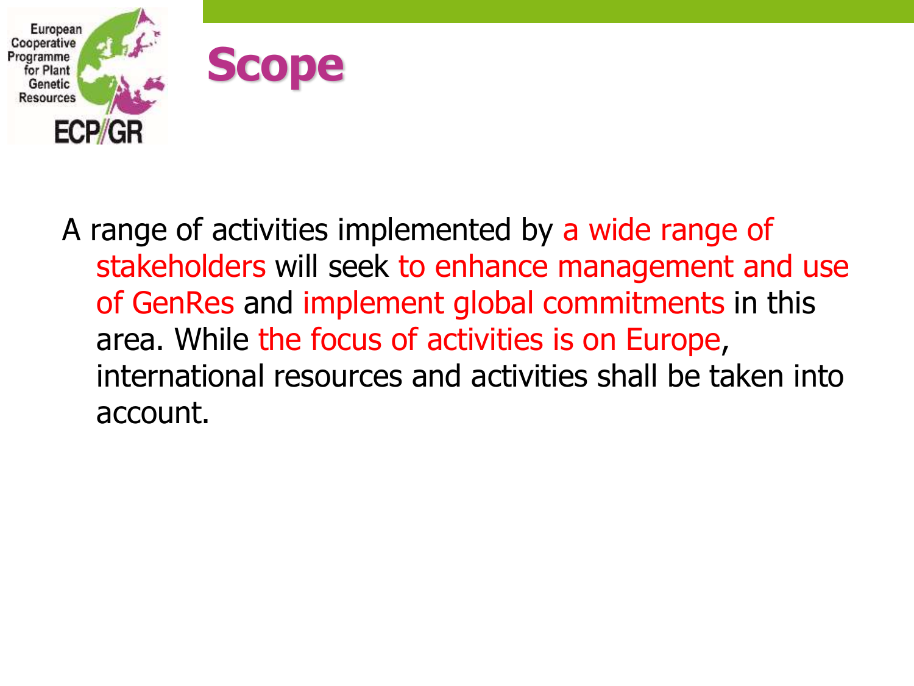# Scope

A range of activities implemented by a wide range of stakeholders will seek to enhance management and use of GenRes and implement global commitments in this area. While the focus of activities is on Europe, international resources and activities shall be taken into account.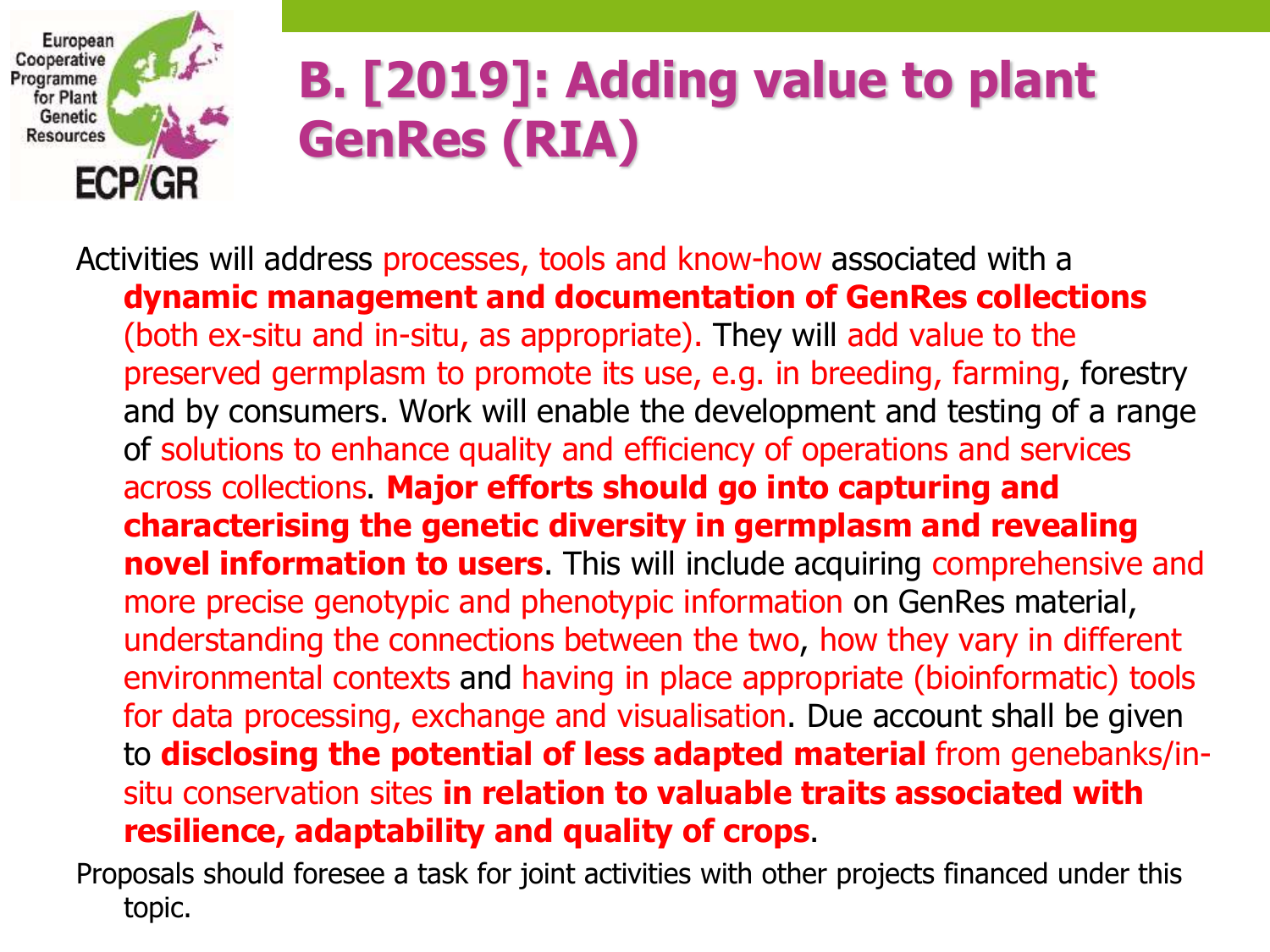# B. [2019]: Adding value to plant GenRes (RIA)

Activities will address processes, tools and know-how associated with a **dynamic management and documentation of GenRes collections** (both ex-situ and in-situ, as appropriate). They will add value to the preserved germplasm to promote its use, e.g. in breeding, farming, forestry and by consumers. Work will enable the development and testing of a range of solutions to enhance quality and efficiency of operations and services across collections. **Major efforts should go into capturing and characterising the genetic diversity in germplasm and revealing novel information to users**. This will include acquiring comprehensive and more precise genotypic and phenotypic information on GenRes material, understanding the connections between the two, how they vary in different environmental contexts and having in place appropriate (bioinformatic) tools for data processing, exchange and visualisation. Due account shall be given to **disclosing the potential of less adapted material** from genebanks/in-situ conservation sites **in relation to valuable traits associated with resilience, adaptability and quality of crops**.

Proposals should foresee a task for joint activities with other projects financed under this topic.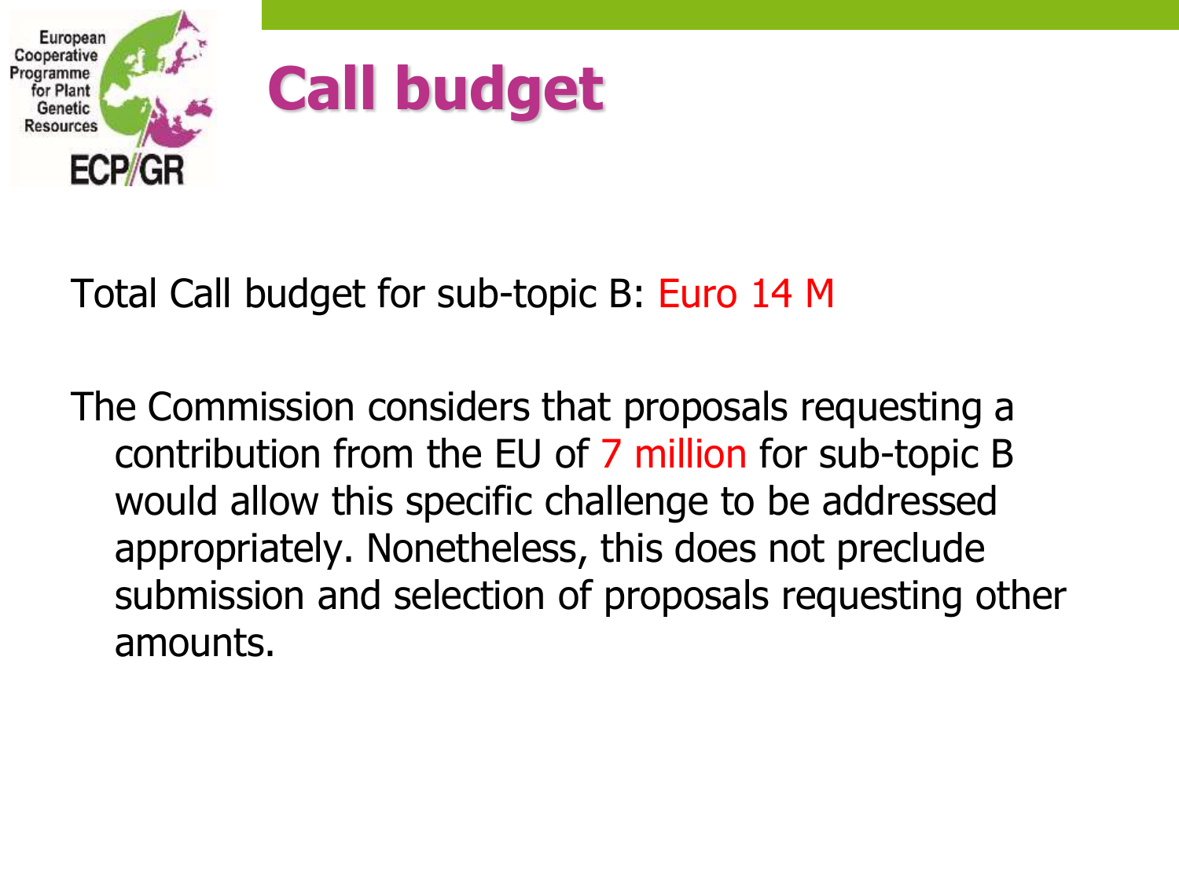# Call budget

Total Call budget for sub-topic B: Euro 14 M

The Commission considers that proposals requesting a contribution from the EU of 7 million for sub-topic B would allow this specific challenge to be addressed appropriately. Nonetheless, this does not preclude submission and selection of proposals requesting other amounts.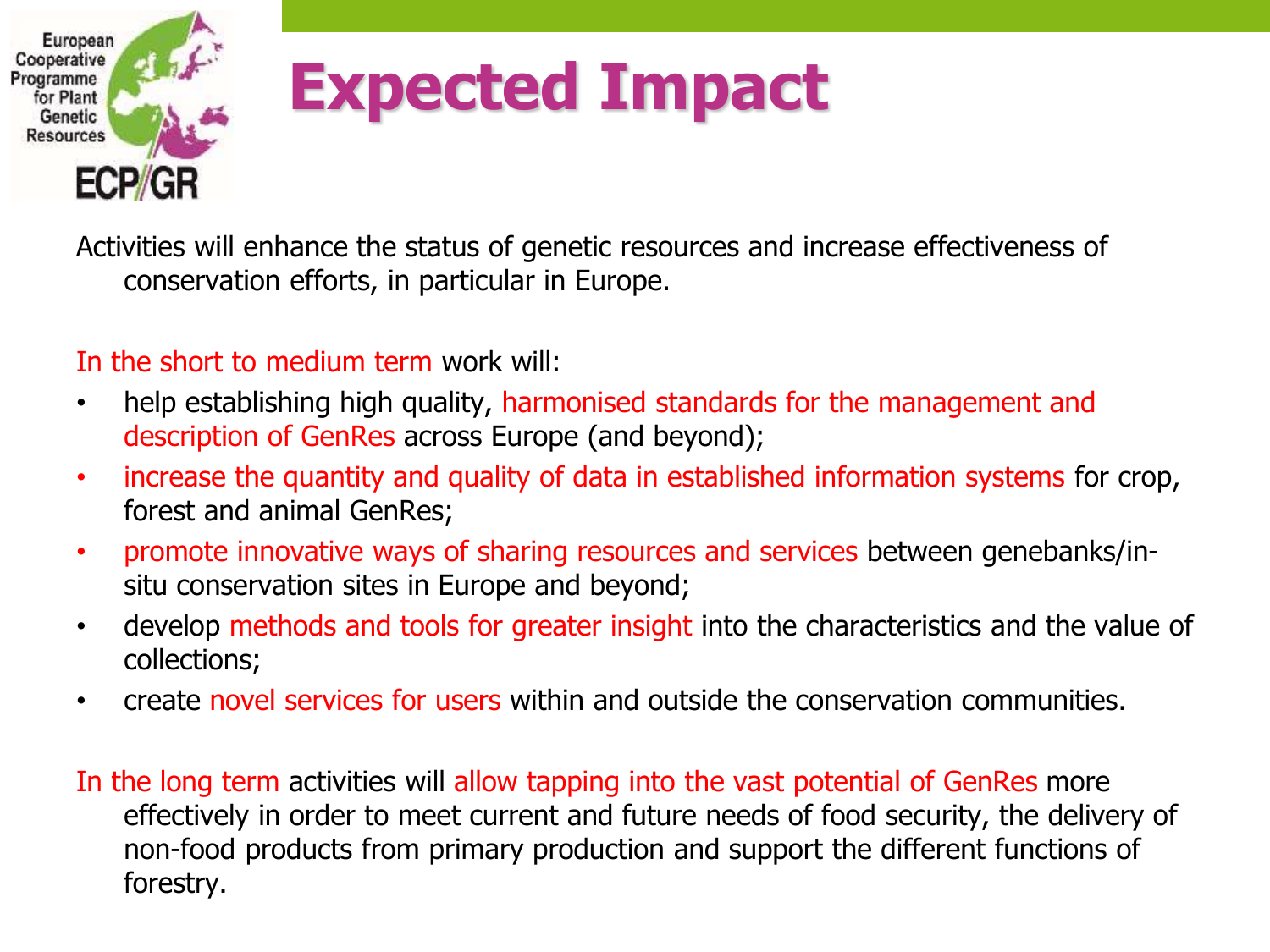# Expected Impact

Activities will enhance the status of genetic resources and increase effectiveness of conservation efforts, in particular in Europe.

In the short to medium term work will:

- help establishing high quality, harmonised standards for the management and description of GenRes across Europe (and beyond);
- increase the quantity and quality of data in established information systems for crop, forest and animal GenRes;
- promote innovative ways of sharing resources and services between genebanks/in-situ conservation sites in Europe and beyond;
- develop methods and tools for greater insight into the characteristics and the value of collections;
- create novel services for users within and outside the conservation communities.

In the long term activities will allow tapping into the vast potential of GenRes more effectively in order to meet current and future needs of food security, the delivery of non-food products from primary production and support the different functions of forestry.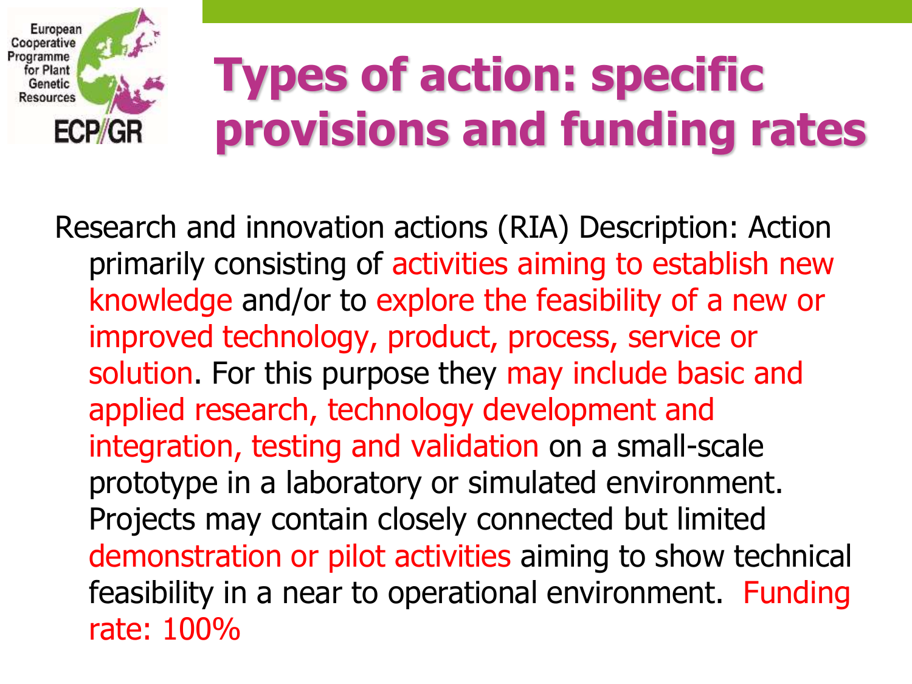# Types of action: specific provisions and funding rates

Research and innovation actions (RIA) Description: Action primarily consisting of activities aiming to establish new knowledge and/or to explore the feasibility of a new or improved technology, product, process, service or solution. For this purpose they may include basic and applied research, technology development and integration, testing and validation on a small-scale prototype in a laboratory or simulated environment. Projects may contain closely connected but limited demonstration or pilot activities aiming to show technical feasibility in a near to operational environment. Funding rate: 100%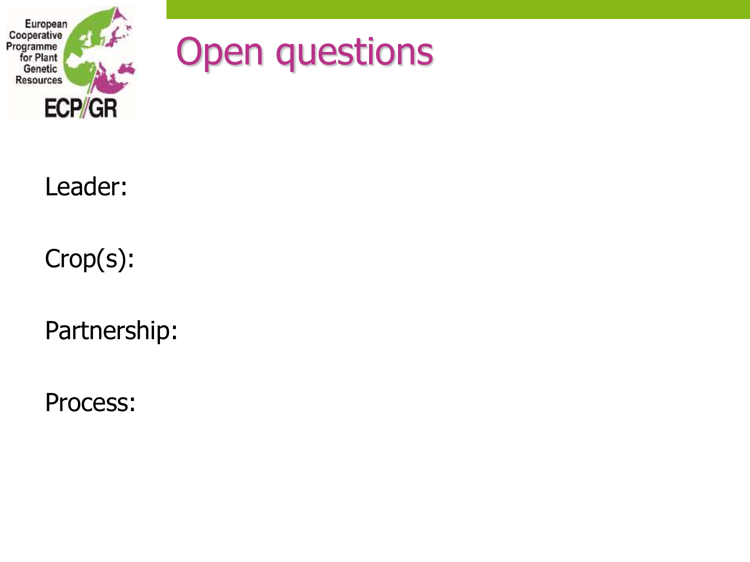# Open questions

Leader:

Crop(s):

Partnership:

Process: